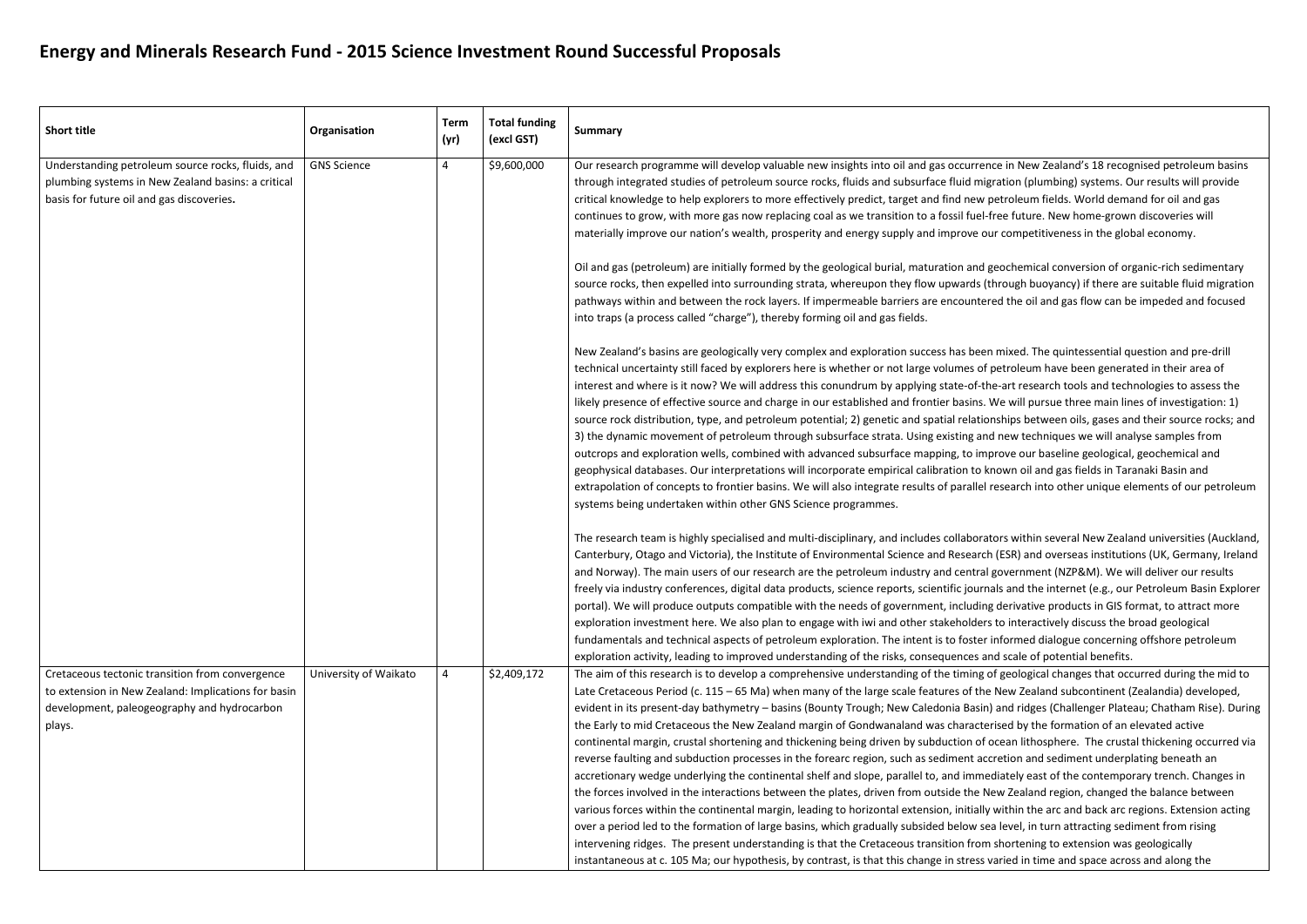# Energy and Minerals Research Fund - 2015 Science Investment Round Successful Proposals

| Short title | Organisation | Term (yr) | Total funding (excl GST) | Summary |
| --- | --- | --- | --- | --- |
| Understanding petroleum source rocks, fluids, and plumbing systems in New Zealand basins: a critical basis for future oil and gas discoveries**.** | GNS Science | 4 | \$9,600,000 | Our research programme will develop valuable new insights into oil and gas occurrence in New Zealand's 18 recognised petroleum basins through integrated studies of petroleum source rocks, fluids and subsurface fluid migration (plumbing) systems. Our results will provide critical knowledge to help explorers to more effectively predict, target and find new petroleum fields. World demand for oil and gas continues to grow, with more gas now replacing coal as we transition to a fossil fuel-free future. New home-grown discoveries will materially improve our nation's wealth, prosperity and energy supply and improve our competitiveness in the global economy.<br><br>Oil and gas (petroleum) are initially formed by the geological burial, maturation and geochemical conversion of organic-rich sedimentary source rocks, then expelled into surrounding strata, whereupon they flow upwards (through buoyancy) if there are suitable fluid migration pathways within and between the rock layers. If impermeable barriers are encountered the oil and gas flow can be impeded and focused into traps (a process called "charge"), thereby forming oil and gas fields.<br><br>New Zealand's basins are geologically very complex and exploration success has been mixed. The quintessential question and pre-drill technical uncertainty still faced by explorers here is whether or not large volumes of petroleum have been generated in their area of interest and where is it now? We will address this conundrum by applying state-of-the-art research tools and technologies to assess the likely presence of effective source and charge in our established and frontier basins. We will pursue three main lines of investigation: 1) source rock distribution, type, and petroleum potential; 2) genetic and spatial relationships between oils, gases and their source rocks; and 3) the dynamic movement of petroleum through subsurface strata. Using existing and new techniques we will analyse samples from outcrops and exploration wells, combined with advanced subsurface mapping, to improve our baseline geological, geochemical and geophysical databases. Our interpretations will incorporate empirical calibration to known oil and gas fields in Taranaki Basin and extrapolation of concepts to frontier basins. We will also integrate results of parallel research into other unique elements of our petroleum systems being undertaken within other GNS Science programmes.<br><br>The research team is highly specialised and multi-disciplinary, and includes collaborators within several New Zealand universities (Auckland, Canterbury, Otago and Victoria), the Institute of Environmental Science and Research (ESR) and overseas institutions (UK, Germany, Ireland and Norway). The main users of our research are the petroleum industry and central government (NZP&M). We will deliver our results freely via industry conferences, digital data products, science reports, scientific journals and the internet (e.g., our Petroleum Basin Explorer portal). We will produce outputs compatible with the needs of government, including derivative products in GIS format, to attract more exploration investment here. We also plan to engage with iwi and other stakeholders to interactively discuss the broad geological fundamentals and technical aspects of petroleum exploration. The intent is to foster informed dialogue concerning offshore petroleum exploration activity, leading to improved understanding of the risks, consequences and scale of potential benefits. |
| Cretaceous tectonic transition from convergence to extension in New Zealand: Implications for basin development, paleogeography and hydrocarbon plays. | University of Waikato | 4 | \$2,409,172 | The aim of this research is to develop a comprehensive understanding of the timing of geological changes that occurred during the mid to Late Cretaceous Period (c. 115 – 65 Ma) when many of the large scale features of the New Zealand subcontinent (Zealandia) developed, evident in its present-day bathymetry – basins (Bounty Trough; New Caledonia Basin) and ridges (Challenger Plateau; Chatham Rise). During the Early to mid Cretaceous the New Zealand margin of Gondwanaland was characterised by the formation of an elevated active continental margin, crustal shortening and thickening being driven by subduction of ocean lithosphere. The crustal thickening occurred via reverse faulting and subduction processes in the forearc region, such as sediment accretion and sediment underplating beneath an accretionary wedge underlying the continental shelf and slope, parallel to, and immediately east of the contemporary trench. Changes in the forces involved in the interactions between the plates, driven from outside the New Zealand region, changed the balance between various forces within the continental margin, leading to horizontal extension, initially within the arc and back arc regions. Extension acting over a period led to the formation of large basins, which gradually subsided below sea level, in turn attracting sediment from rising intervening ridges. The present understanding is that the Cretaceous transition from shortening to extension was geologically instantaneous at c. 105 Ma; our hypothesis, by contrast, is that this change in stress varied in time and space across and along the |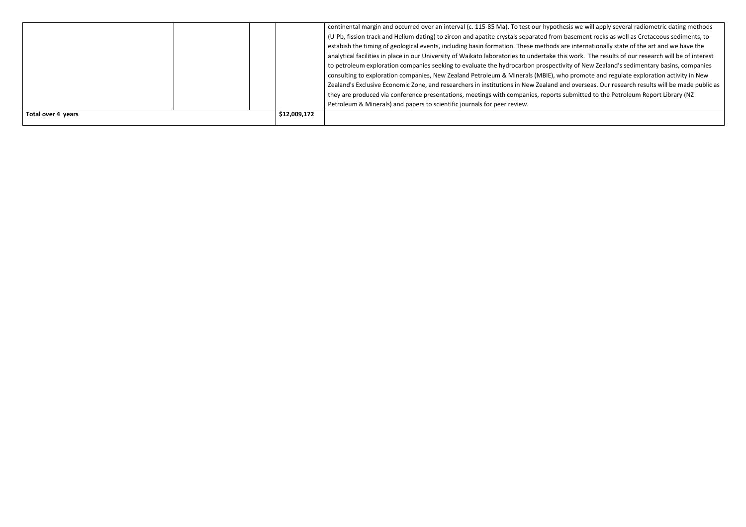| | | | | |
|---|---|---|---|---|
| | | | | continental margin and occurred over an interval (c. 115-85 Ma). To test our hypothesis we will apply several radiometric dating methods (U-Pb, fission track and Helium dating) to zircon and apatite crystals separated from basement rocks as well as Cretaceous sediments, to estabish the timing of geological events, including basin formation. These methods are internationally state of the art and we have the analytical facilities in place in our University of Waikato laboratories to undertake this work. The results of our research will be of interest to petroleum exploration companies seeking to evaluate the hydrocarbon prospectivity of New Zealand's sedimentary basins, companies consulting to exploration companies, New Zealand Petroleum & Minerals (MBIE), who promote and regulate exploration activity in New Zealand's Exclusive Economic Zone, and researchers in institutions in New Zealand and overseas. Our research results will be made public as they are produced via conference presentations, meetings with companies, reports submitted to the Petroleum Report Library (NZ Petroleum & Minerals) and papers to scientific journals for peer review. |
| **Total over 4 years** | | | **$12,009,172** | |